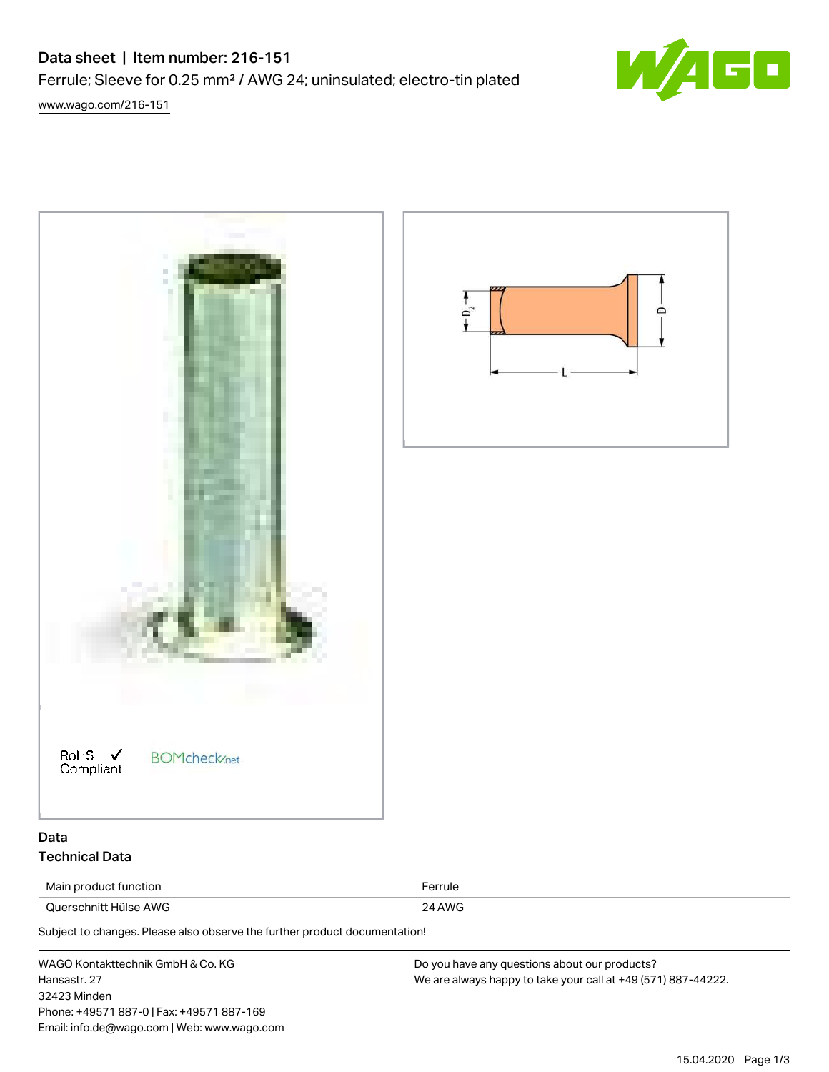# Data sheet | Item number: 216-151

Ferrule; Sleeve for 0.25 mm² / AWG 24; uninsulated; electro-tin plated

www.wago.com/216-151

RoHS Compliant

BOMcheck.net

## Data

### Technical Data

| | |
|---|---|
| Main product function | Ferrule |
| Querschnitt Hülse AWG | 24 AWG |

Subject to changes. Please also observe the further product documentation!

WAGO Kontakttechnik GmbH & Co. KG
Hansastr. 27
32423 Minden
Phone: +49571 887-0 | Fax: +49571 887-169
Email: info.de@wago.com | Web: www.wago.com

Do you have any questions about our products?
We are always happy to take your call at +49 (571) 887-44222.

15.04.2020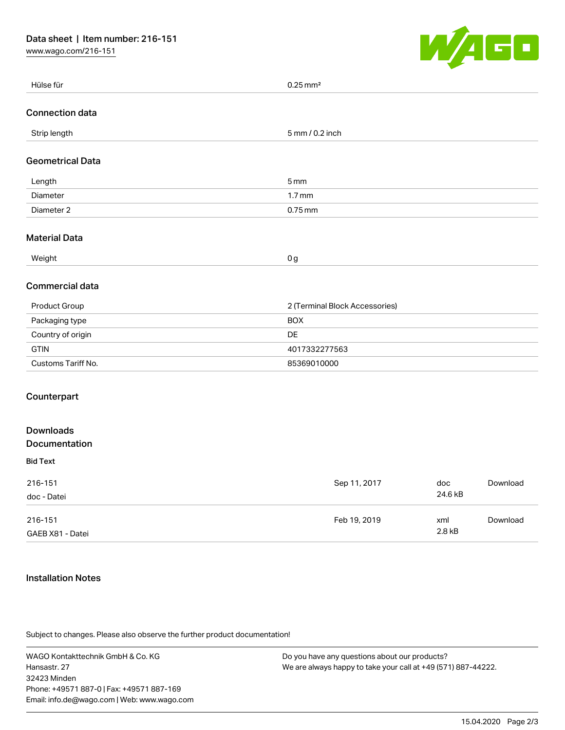| Hülse für | 0.25 mm² |
| --- | --- |

## Connection data

| Strip length | 5 mm / 0.2 inch |
| --- | --- |

## Geometrical Data

| Length | 5 mm |
| --- | --- |
| Diameter | 1.7 mm |
| Diameter 2 | 0.75 mm |

## Material Data

| Weight | 0 g |
| --- | --- |

## Commercial data

| Product Group | 2 (Terminal Block Accessories) |
| --- | --- |
| Packaging type | BOX |
| Country of origin | DE |
| GTIN | 4017332277563 |
| Customs Tariff No. | 85369010000 |

## Counterpart

## Downloads
## Documentation

### Bid Text

| | | | |
| --- | --- | --- | --- |
| 216-151<br>doc - Datei | Sep 11, 2017 | doc<br>24.6 kB | Download |
| 216-151<br>GAEB X81 - Datei | Feb 19, 2019 | xml<br>2.8 kB | Download |

## Installation Notes

Subject to changes. Please also observe the further product documentation!

WAGO Kontakttechnik GmbH & Co. KG
Hansastr. 27
32423 Minden
Phone: +49571 887-0 | Fax: +49571 887-169
Email: info.de@wago.com | Web: www.wago.com

Do you have any questions about our products?
We are always happy to take your call at +49 (571) 887-44222.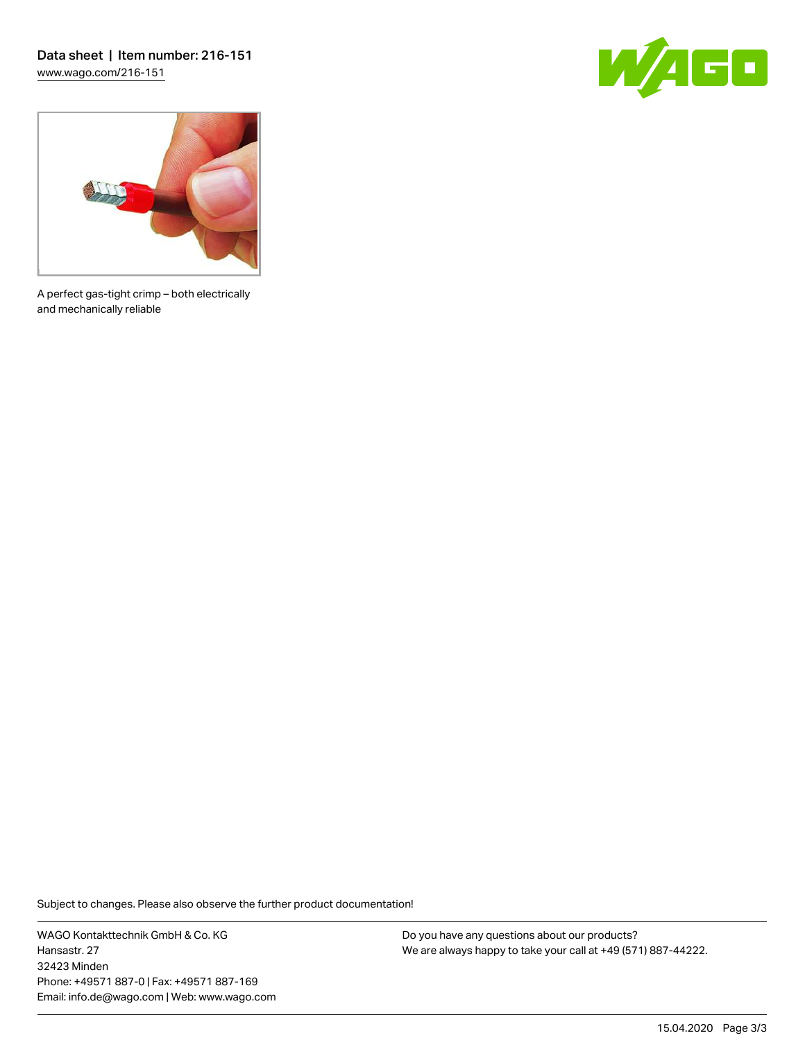A perfect gas-tight crimp – both electrically and mechanically reliable

Subject to changes. Please also observe the further product documentation!

WAGO Kontakttechnik GmbH & Co. KG
Hansastr. 27
32423 Minden
Phone: +49571 887-0 | Fax: +49571 887-169
Email: info.de@wago.com | Web: www.wago.com

Do you have any questions about our products?
We are always happy to take your call at +49 (571) 887-44222.